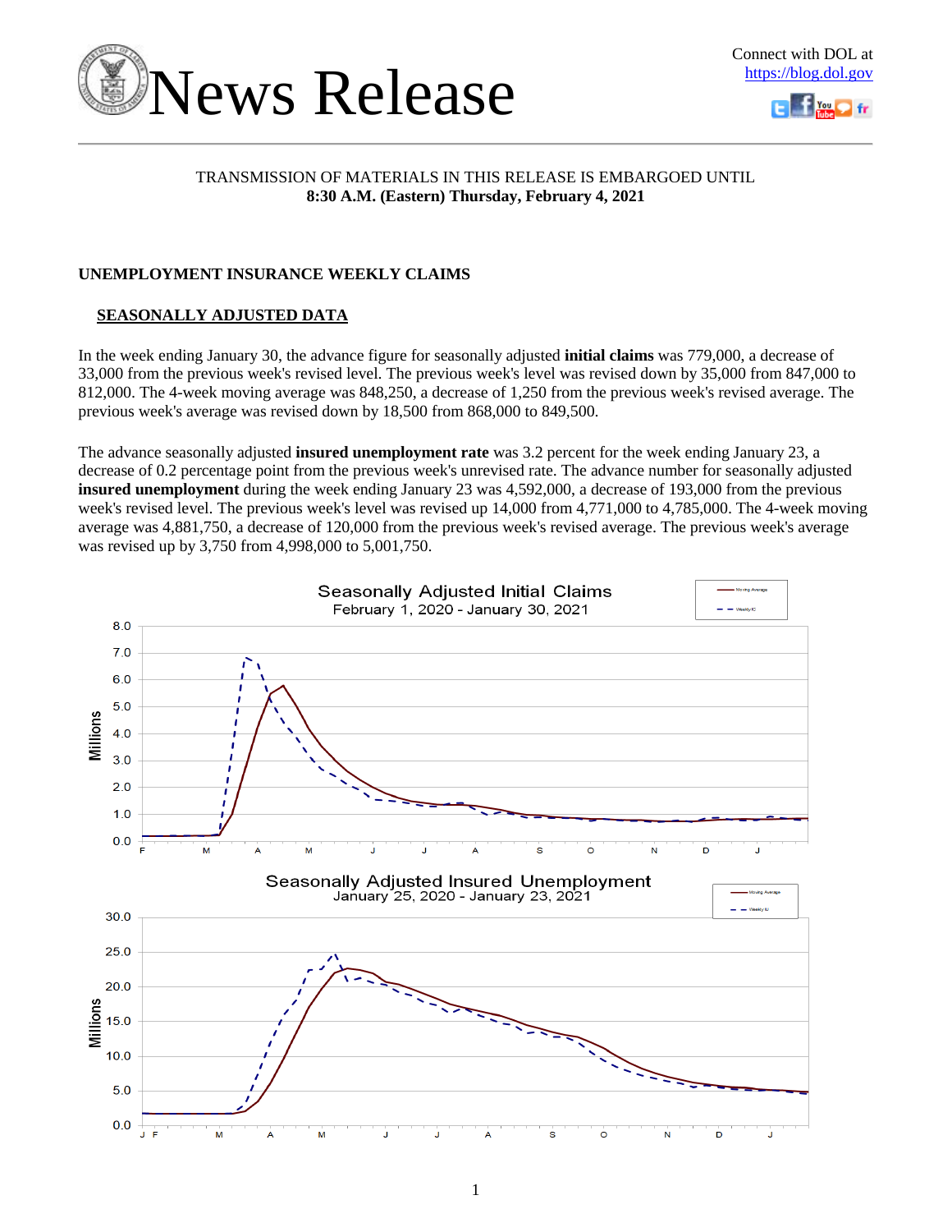# News Release

Connect with DOL at https://blog.dol.gov

TRANSMISSION OF MATERIALS IN THIS RELEASE IS EMBARGOED UNTIL
**8:30 A.M. (Eastern) Thursday, February 4, 2021**

## UNEMPLOYMENT INSURANCE WEEKLY CLAIMS

### SEASONALLY ADJUSTED DATA

In the week ending January 30, the advance figure for seasonally adjusted **initial claims** was 779,000, a decrease of 33,000 from the previous week's revised level. The previous week's level was revised down by 35,000 from 847,000 to 812,000. The 4-week moving average was 848,250, a decrease of 1,250 from the previous week's revised average. The previous week's average was revised down by 18,500 from 868,000 to 849,500.

The advance seasonally adjusted **insured unemployment rate** was 3.2 percent for the week ending January 23, a decrease of 0.2 percentage point from the previous week's unrevised rate. The advance number for seasonally adjusted **insured unemployment** during the week ending January 23 was 4,592,000, a decrease of 193,000 from the previous week's revised level. The previous week's level was revised up 14,000 from 4,771,000 to 4,785,000. The 4-week moving average was 4,881,750, a decrease of 120,000 from the previous week's revised average. The previous week's average was revised up by 3,750 from 4,998,000 to 5,001,750.

Seasonally Adjusted Initial Claims
February 1, 2020 - January 30, 2021

Seasonally Adjusted Insured Unemployment
January 25, 2020 - January 23, 2021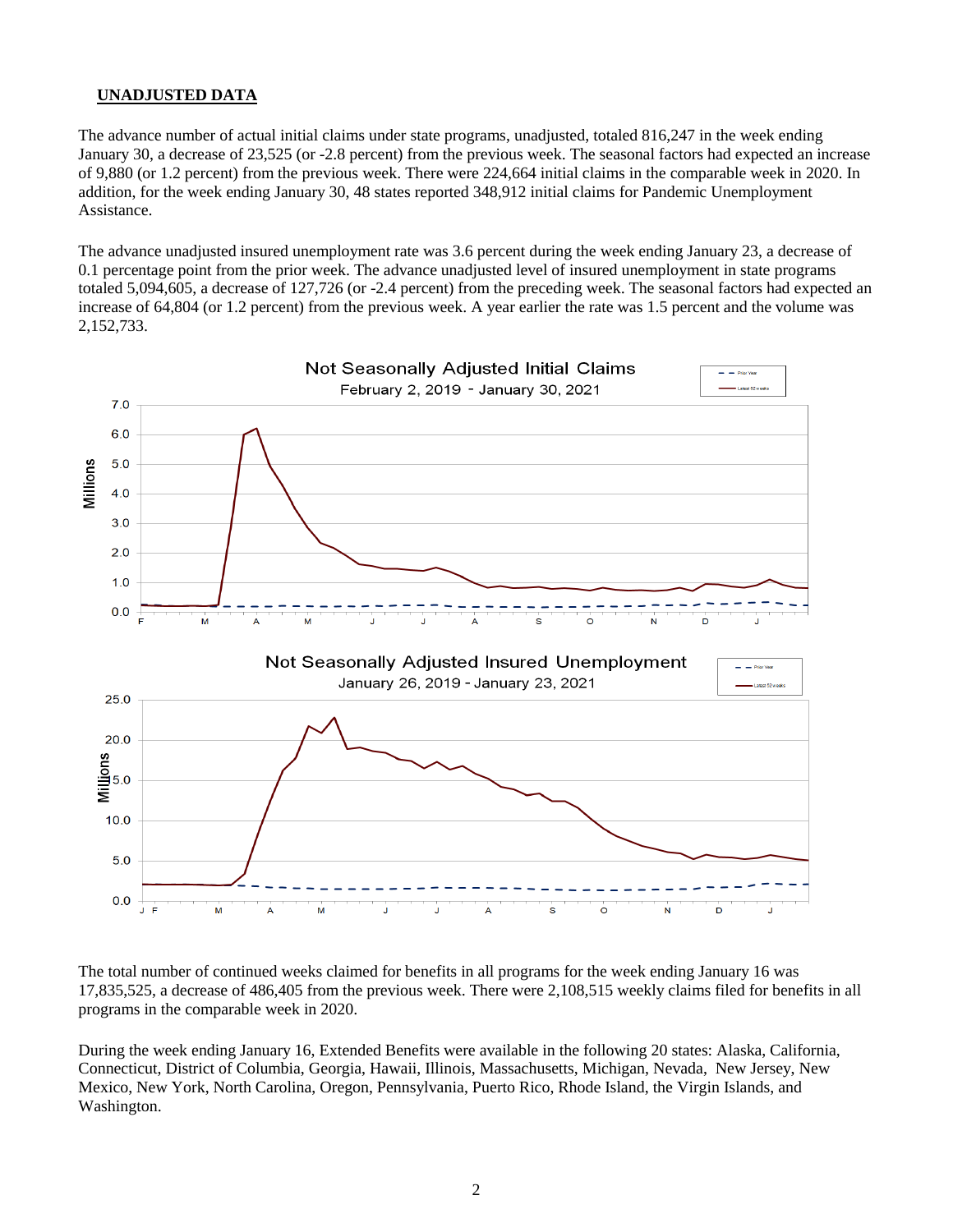## UNADJUSTED DATA

The advance number of actual initial claims under state programs, unadjusted, totaled 816,247 in the week ending January 30, a decrease of 23,525 (or -2.8 percent) from the previous week. The seasonal factors had expected an increase of 9,880 (or 1.2 percent) from the previous week. There were 224,664 initial claims in the comparable week in 2020. In addition, for the week ending January 30, 48 states reported 348,912 initial claims for Pandemic Unemployment Assistance.

The advance unadjusted insured unemployment rate was 3.6 percent during the week ending January 23, a decrease of 0.1 percentage point from the prior week. The advance unadjusted level of insured unemployment in state programs totaled 5,094,605, a decrease of 127,726 (or -2.4 percent) from the preceding week. The seasonal factors had expected an increase of 64,804 (or 1.2 percent) from the previous week. A year earlier the rate was 1.5 percent and the volume was 2,152,733.

The total number of continued weeks claimed for benefits in all programs for the week ending January 16 was 17,835,525, a decrease of 486,405 from the previous week. There were 2,108,515 weekly claims filed for benefits in all programs in the comparable week in 2020.

During the week ending January 16, Extended Benefits were available in the following 20 states: Alaska, California, Connecticut, District of Columbia, Georgia, Hawaii, Illinois, Massachusetts, Michigan, Nevada, New Jersey, New Mexico, New York, North Carolina, Oregon, Pennsylvania, Puerto Rico, Rhode Island, the Virgin Islands, and Washington.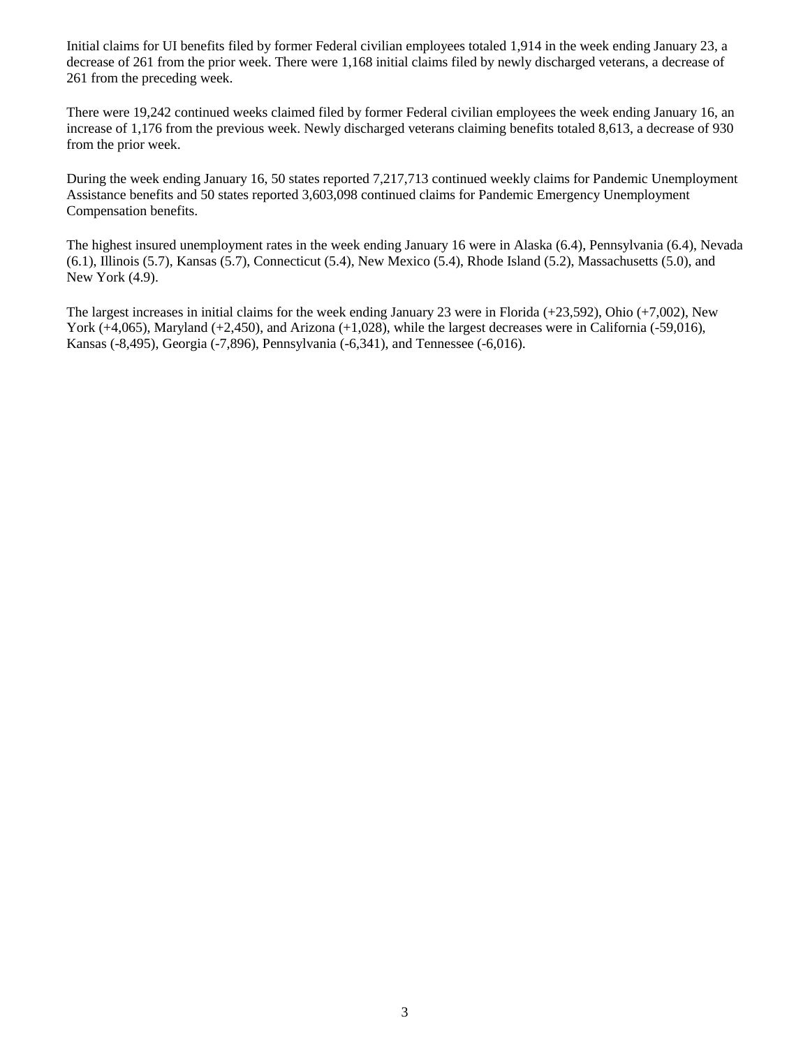Initial claims for UI benefits filed by former Federal civilian employees totaled 1,914 in the week ending January 23, a decrease of 261 from the prior week. There were 1,168 initial claims filed by newly discharged veterans, a decrease of 261 from the preceding week.

There were 19,242 continued weeks claimed filed by former Federal civilian employees the week ending January 16, an increase of 1,176 from the previous week. Newly discharged veterans claiming benefits totaled 8,613, a decrease of 930 from the prior week.

During the week ending January 16, 50 states reported 7,217,713 continued weekly claims for Pandemic Unemployment Assistance benefits and 50 states reported 3,603,098 continued claims for Pandemic Emergency Unemployment Compensation benefits.

The highest insured unemployment rates in the week ending January 16 were in Alaska (6.4), Pennsylvania (6.4), Nevada (6.1), Illinois (5.7), Kansas (5.7), Connecticut (5.4), New Mexico (5.4), Rhode Island (5.2), Massachusetts (5.0), and New York (4.9).

The largest increases in initial claims for the week ending January 23 were in Florida (+23,592), Ohio (+7,002), New York (+4,065), Maryland (+2,450), and Arizona (+1,028), while the largest decreases were in California (-59,016), Kansas (-8,495), Georgia (-7,896), Pennsylvania (-6,341), and Tennessee (-6,016).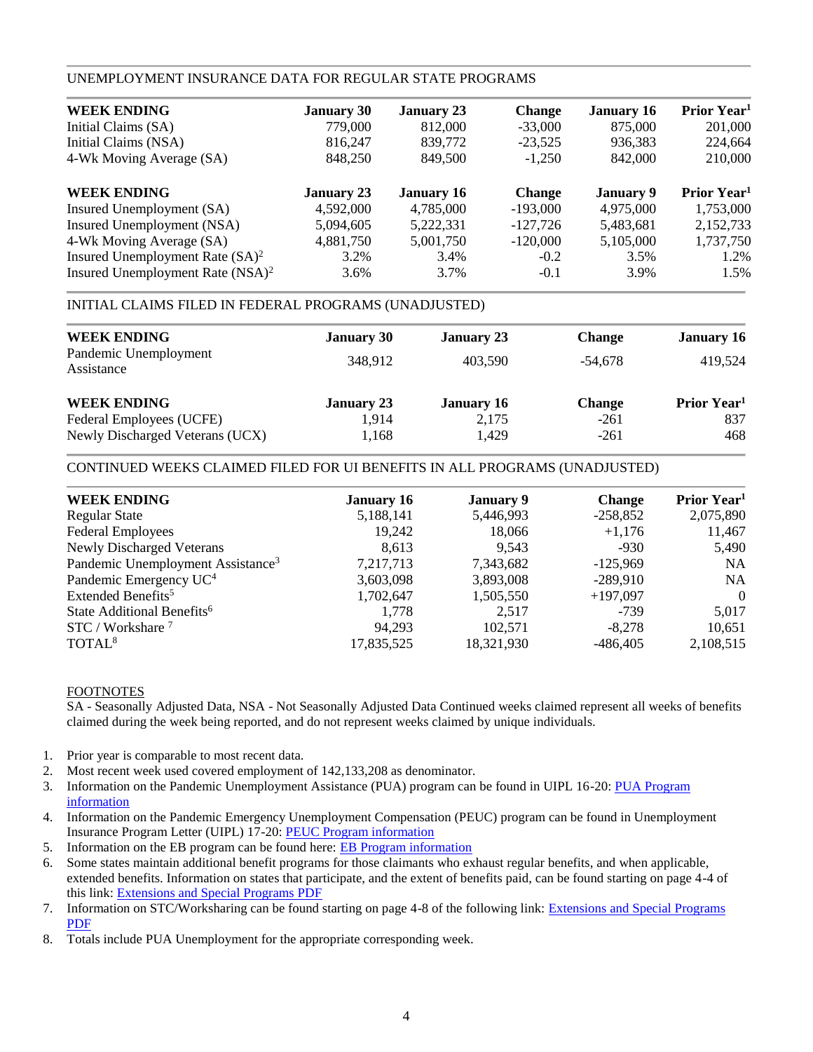## UNEMPLOYMENT INSURANCE DATA FOR REGULAR STATE PROGRAMS

| WEEK ENDING | January 30 | January 23 | Change | January 16 | Prior Year[1] |
|---|---|---|---|---|---|
| Initial Claims (SA) | 779,000 | 812,000 | -33,000 | 875,000 | 201,000 |
| Initial Claims (NSA) | 816,247 | 839,772 | -23,525 | 936,383 | 224,664 |
| 4-Wk Moving Average (SA) | 848,250 | 849,500 | -1,250 | 842,000 | 210,000 |

| WEEK ENDING | January 23 | January 16 | Change | January 9 | Prior Year[1] |
|---|---|---|---|---|---|
| Insured Unemployment (SA) | 4,592,000 | 4,785,000 | -193,000 | 4,975,000 | 1,753,000 |
| Insured Unemployment (NSA) | 5,094,605 | 5,222,331 | -127,726 | 5,483,681 | 2,152,733 |
| 4-Wk Moving Average (SA) | 4,881,750 | 5,001,750 | -120,000 | 5,105,000 | 1,737,750 |
| Insured Unemployment Rate (SA)[2] | 3.2% | 3.4% | -0.2 | 3.5% | 1.2% |
| Insured Unemployment Rate (NSA)[2] | 3.6% | 3.7% | -0.1 | 3.9% | 1.5% |

## INITIAL CLAIMS FILED IN FEDERAL PROGRAMS (UNADJUSTED)

| WEEK ENDING | January 30 | January 23 | Change | January 16 |
|---|---|---|---|---|
| Pandemic Unemployment Assistance | 348,912 | 403,590 | -54,678 | 419,524 |

| WEEK ENDING | January 23 | January 16 | Change | Prior Year[1] |
|---|---|---|---|---|
| Federal Employees (UCFE) | 1,914 | 2,175 | -261 | 837 |
| Newly Discharged Veterans (UCX) | 1,168 | 1,429 | -261 | 468 |

## CONTINUED WEEKS CLAIMED FILED FOR UI BENEFITS IN ALL PROGRAMS (UNADJUSTED)

| WEEK ENDING | January 16 | January 9 | Change | Prior Year[1] |
|---|---|---|---|---|
| Regular State | 5,188,141 | 5,446,993 | -258,852 | 2,075,890 |
| Federal Employees | 19,242 | 18,066 | +1,176 | 11,467 |
| Newly Discharged Veterans | 8,613 | 9,543 | -930 | 5,490 |
| Pandemic Unemployment Assistance[3] | 7,217,713 | 7,343,682 | -125,969 | NA |
| Pandemic Emergency UC[4] | 3,603,098 | 3,893,008 | -289,910 | NA |
| Extended Benefits[5] | 1,702,647 | 1,505,550 | +197,097 | 0 |
| State Additional Benefits[6] | 1,778 | 2,517 | -739 | 5,017 |
| STC / Workshare [7] | 94,293 | 102,571 | -8,278 | 10,651 |
| TOTAL[8] | 17,835,525 | 18,321,930 | -486,405 | 2,108,515 |

FOOTNOTES

SA - Seasonally Adjusted Data, NSA - Not Seasonally Adjusted Data Continued weeks claimed represent all weeks of benefits claimed during the week being reported, and do not represent weeks claimed by unique individuals.

1. Prior year is comparable to most recent data.
2. Most recent week used covered employment of 142,133,208 as denominator.
3. Information on the Pandemic Unemployment Assistance (PUA) program can be found in UIPL 16-20: PUA Program information
4. Information on the Pandemic Emergency Unemployment Compensation (PEUC) program can be found in Unemployment Insurance Program Letter (UIPL) 17-20: PEUC Program information
5. Information on the EB program can be found here: EB Program information
6. Some states maintain additional benefit programs for those claimants who exhaust regular benefits, and when applicable, extended benefits. Information on states that participate, and the extent of benefits paid, can be found starting on page 4-4 of this link: Extensions and Special Programs PDF
7. Information on STC/Worksharing can be found starting on page 4-8 of the following link: Extensions and Special Programs PDF
8. Totals include PUA Unemployment for the appropriate corresponding week.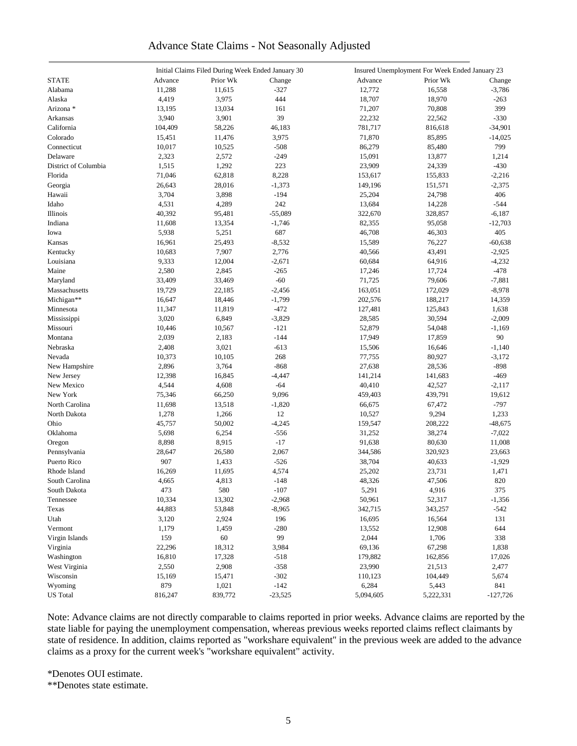# Advance State Claims - Not Seasonally Adjusted

| STATE | Initial Claims Filed During Week Ended January 30 | | | Insured Unemployment For Week Ended January 23 | | |
|---|---|---|---|---|---|---|
| | Advance | Prior Wk | Change | Advance | Prior Wk | Change |
| Alabama | 11,288 | 11,615 | -327 | 12,772 | 16,558 | -3,786 |
| Alaska | 4,419 | 3,975 | 444 | 18,707 | 18,970 | -263 |
| Arizona * | 13,195 | 13,034 | 161 | 71,207 | 70,808 | 399 |
| Arkansas | 3,940 | 3,901 | 39 | 22,232 | 22,562 | -330 |
| California | 104,409 | 58,226 | 46,183 | 781,717 | 816,618 | -34,901 |
| Colorado | 15,451 | 11,476 | 3,975 | 71,870 | 85,895 | -14,025 |
| Connecticut | 10,017 | 10,525 | -508 | 86,279 | 85,480 | 799 |
| Delaware | 2,323 | 2,572 | -249 | 15,091 | 13,877 | 1,214 |
| District of Columbia | 1,515 | 1,292 | 223 | 23,909 | 24,339 | -430 |
| Florida | 71,046 | 62,818 | 8,228 | 153,617 | 155,833 | -2,216 |
| Georgia | 26,643 | 28,016 | -1,373 | 149,196 | 151,571 | -2,375 |
| Hawaii | 3,704 | 3,898 | -194 | 25,204 | 24,798 | 406 |
| Idaho | 4,531 | 4,289 | 242 | 13,684 | 14,228 | -544 |
| Illinois | 40,392 | 95,481 | -55,089 | 322,670 | 328,857 | -6,187 |
| Indiana | 11,608 | 13,354 | -1,746 | 82,355 | 95,058 | -12,703 |
| Iowa | 5,938 | 5,251 | 687 | 46,708 | 46,303 | 405 |
| Kansas | 16,961 | 25,493 | -8,532 | 15,589 | 76,227 | -60,638 |
| Kentucky | 10,683 | 7,907 | 2,776 | 40,566 | 43,491 | -2,925 |
| Louisiana | 9,333 | 12,004 | -2,671 | 60,684 | 64,916 | -4,232 |
| Maine | 2,580 | 2,845 | -265 | 17,246 | 17,724 | -478 |
| Maryland | 33,409 | 33,469 | -60 | 71,725 | 79,606 | -7,881 |
| Massachusetts | 19,729 | 22,185 | -2,456 | 163,051 | 172,029 | -8,978 |
| Michigan** | 16,647 | 18,446 | -1,799 | 202,576 | 188,217 | 14,359 |
| Minnesota | 11,347 | 11,819 | -472 | 127,481 | 125,843 | 1,638 |
| Mississippi | 3,020 | 6,849 | -3,829 | 28,585 | 30,594 | -2,009 |
| Missouri | 10,446 | 10,567 | -121 | 52,879 | 54,048 | -1,169 |
| Montana | 2,039 | 2,183 | -144 | 17,949 | 17,859 | 90 |
| Nebraska | 2,408 | 3,021 | -613 | 15,506 | 16,646 | -1,140 |
| Nevada | 10,373 | 10,105 | 268 | 77,755 | 80,927 | -3,172 |
| New Hampshire | 2,896 | 3,764 | -868 | 27,638 | 28,536 | -898 |
| New Jersey | 12,398 | 16,845 | -4,447 | 141,214 | 141,683 | -469 |
| New Mexico | 4,544 | 4,608 | -64 | 40,410 | 42,527 | -2,117 |
| New York | 75,346 | 66,250 | 9,096 | 459,403 | 439,791 | 19,612 |
| North Carolina | 11,698 | 13,518 | -1,820 | 66,675 | 67,472 | -797 |
| North Dakota | 1,278 | 1,266 | 12 | 10,527 | 9,294 | 1,233 |
| Ohio | 45,757 | 50,002 | -4,245 | 159,547 | 208,222 | -48,675 |
| Oklahoma | 5,698 | 6,254 | -556 | 31,252 | 38,274 | -7,022 |
| Oregon | 8,898 | 8,915 | -17 | 91,638 | 80,630 | 11,008 |
| Pennsylvania | 28,647 | 26,580 | 2,067 | 344,586 | 320,923 | 23,663 |
| Puerto Rico | 907 | 1,433 | -526 | 38,704 | 40,633 | -1,929 |
| Rhode Island | 16,269 | 11,695 | 4,574 | 25,202 | 23,731 | 1,471 |
| South Carolina | 4,665 | 4,813 | -148 | 48,326 | 47,506 | 820 |
| South Dakota | 473 | 580 | -107 | 5,291 | 4,916 | 375 |
| Tennessee | 10,334 | 13,302 | -2,968 | 50,961 | 52,317 | -1,356 |
| Texas | 44,883 | 53,848 | -8,965 | 342,715 | 343,257 | -542 |
| Utah | 3,120 | 2,924 | 196 | 16,695 | 16,564 | 131 |
| Vermont | 1,179 | 1,459 | -280 | 13,552 | 12,908 | 644 |
| Virgin Islands | 159 | 60 | 99 | 2,044 | 1,706 | 338 |
| Virginia | 22,296 | 18,312 | 3,984 | 69,136 | 67,298 | 1,838 |
| Washington | 16,810 | 17,328 | -518 | 179,882 | 162,856 | 17,026 |
| West Virginia | 2,550 | 2,908 | -358 | 23,990 | 21,513 | 2,477 |
| Wisconsin | 15,169 | 15,471 | -302 | 110,123 | 104,449 | 5,674 |
| Wyoming | 879 | 1,021 | -142 | 6,284 | 5,443 | 841 |
| US Total | 816,247 | 839,772 | -23,525 | 5,094,605 | 5,222,331 | -127,726 |

Note: Advance claims are not directly comparable to claims reported in prior weeks. Advance claims are reported by the state liable for paying the unemployment compensation, whereas previous weeks reported claims reflect claimants by state of residence. In addition, claims reported as "workshare equivalent" in the previous week are added to the advance claims as a proxy for the current week's "workshare equivalent" activity.

*Denotes OUI estimate.

**Denotes state estimate.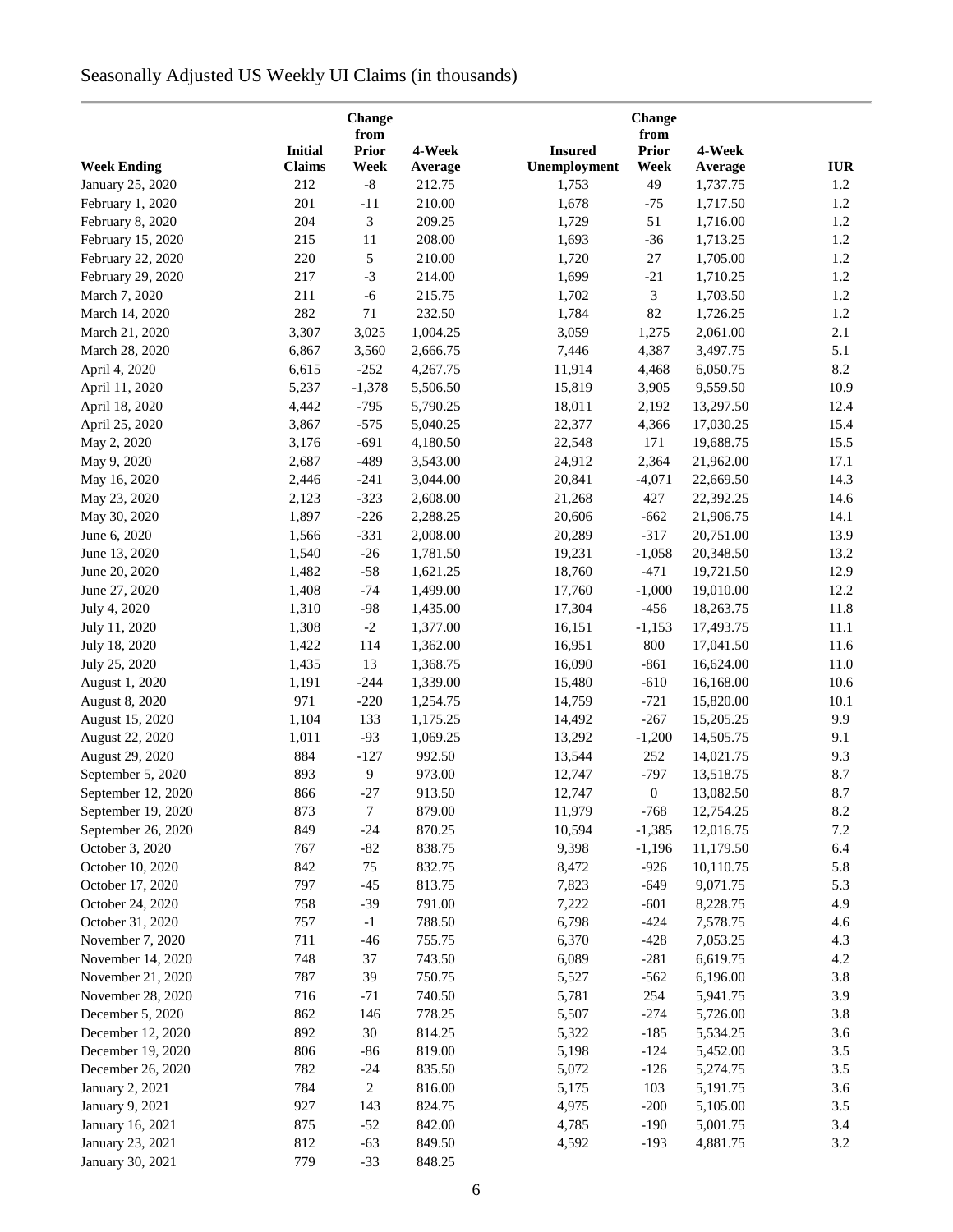# Seasonally Adjusted US Weekly UI Claims (in thousands)

| Week Ending | Initial Claims | Change from Prior Week | 4-Week Average | Insured Unemployment | Change from Prior Week | 4-Week Average | IUR |
|---|---|---|---|---|---|---|---|
| January 25, 2020 | 212 | -8 | 212.75 | 1,753 | 49 | 1,737.75 | 1.2 |
| February 1, 2020 | 201 | -11 | 210.00 | 1,678 | -75 | 1,717.50 | 1.2 |
| February 8, 2020 | 204 | 3 | 209.25 | 1,729 | 51 | 1,716.00 | 1.2 |
| February 15, 2020 | 215 | 11 | 208.00 | 1,693 | -36 | 1,713.25 | 1.2 |
| February 22, 2020 | 220 | 5 | 210.00 | 1,720 | 27 | 1,705.00 | 1.2 |
| February 29, 2020 | 217 | -3 | 214.00 | 1,699 | -21 | 1,710.25 | 1.2 |
| March 7, 2020 | 211 | -6 | 215.75 | 1,702 | 3 | 1,703.50 | 1.2 |
| March 14, 2020 | 282 | 71 | 232.50 | 1,784 | 82 | 1,726.25 | 1.2 |
| March 21, 2020 | 3,307 | 3,025 | 1,004.25 | 3,059 | 1,275 | 2,061.00 | 2.1 |
| March 28, 2020 | 6,867 | 3,560 | 2,666.75 | 7,446 | 4,387 | 3,497.75 | 5.1 |
| April 4, 2020 | 6,615 | -252 | 4,267.75 | 11,914 | 4,468 | 6,050.75 | 8.2 |
| April 11, 2020 | 5,237 | -1,378 | 5,506.50 | 15,819 | 3,905 | 9,559.50 | 10.9 |
| April 18, 2020 | 4,442 | -795 | 5,790.25 | 18,011 | 2,192 | 13,297.50 | 12.4 |
| April 25, 2020 | 3,867 | -575 | 5,040.25 | 22,377 | 4,366 | 17,030.25 | 15.4 |
| May 2, 2020 | 3,176 | -691 | 4,180.50 | 22,548 | 171 | 19,688.75 | 15.5 |
| May 9, 2020 | 2,687 | -489 | 3,543.00 | 24,912 | 2,364 | 21,962.00 | 17.1 |
| May 16, 2020 | 2,446 | -241 | 3,044.00 | 20,841 | -4,071 | 22,669.50 | 14.3 |
| May 23, 2020 | 2,123 | -323 | 2,608.00 | 21,268 | 427 | 22,392.25 | 14.6 |
| May 30, 2020 | 1,897 | -226 | 2,288.25 | 20,606 | -662 | 21,906.75 | 14.1 |
| June 6, 2020 | 1,566 | -331 | 2,008.00 | 20,289 | -317 | 20,751.00 | 13.9 |
| June 13, 2020 | 1,540 | -26 | 1,781.50 | 19,231 | -1,058 | 20,348.50 | 13.2 |
| June 20, 2020 | 1,482 | -58 | 1,621.25 | 18,760 | -471 | 19,721.50 | 12.9 |
| June 27, 2020 | 1,408 | -74 | 1,499.00 | 17,760 | -1,000 | 19,010.00 | 12.2 |
| July 4, 2020 | 1,310 | -98 | 1,435.00 | 17,304 | -456 | 18,263.75 | 11.8 |
| July 11, 2020 | 1,308 | -2 | 1,377.00 | 16,151 | -1,153 | 17,493.75 | 11.1 |
| July 18, 2020 | 1,422 | 114 | 1,362.00 | 16,951 | 800 | 17,041.50 | 11.6 |
| July 25, 2020 | 1,435 | 13 | 1,368.75 | 16,090 | -861 | 16,624.00 | 11.0 |
| August 1, 2020 | 1,191 | -244 | 1,339.00 | 15,480 | -610 | 16,168.00 | 10.6 |
| August 8, 2020 | 971 | -220 | 1,254.75 | 14,759 | -721 | 15,820.00 | 10.1 |
| August 15, 2020 | 1,104 | 133 | 1,175.25 | 14,492 | -267 | 15,205.25 | 9.9 |
| August 22, 2020 | 1,011 | -93 | 1,069.25 | 13,292 | -1,200 | 14,505.75 | 9.1 |
| August 29, 2020 | 884 | -127 | 992.50 | 13,544 | 252 | 14,021.75 | 9.3 |
| September 5, 2020 | 893 | 9 | 973.00 | 12,747 | -797 | 13,518.75 | 8.7 |
| September 12, 2020 | 866 | -27 | 913.50 | 12,747 | 0 | 13,082.50 | 8.7 |
| September 19, 2020 | 873 | 7 | 879.00 | 11,979 | -768 | 12,754.25 | 8.2 |
| September 26, 2020 | 849 | -24 | 870.25 | 10,594 | -1,385 | 12,016.75 | 7.2 |
| October 3, 2020 | 767 | -82 | 838.75 | 9,398 | -1,196 | 11,179.50 | 6.4 |
| October 10, 2020 | 842 | 75 | 832.75 | 8,472 | -926 | 10,110.75 | 5.8 |
| October 17, 2020 | 797 | -45 | 813.75 | 7,823 | -649 | 9,071.75 | 5.3 |
| October 24, 2020 | 758 | -39 | 791.00 | 7,222 | -601 | 8,228.75 | 4.9 |
| October 31, 2020 | 757 | -1 | 788.50 | 6,798 | -424 | 7,578.75 | 4.6 |
| November 7, 2020 | 711 | -46 | 755.75 | 6,370 | -428 | 7,053.25 | 4.3 |
| November 14, 2020 | 748 | 37 | 743.50 | 6,089 | -281 | 6,619.75 | 4.2 |
| November 21, 2020 | 787 | 39 | 750.75 | 5,527 | -562 | 6,196.00 | 3.8 |
| November 28, 2020 | 716 | -71 | 740.50 | 5,781 | 254 | 5,941.75 | 3.9 |
| December 5, 2020 | 862 | 146 | 778.25 | 5,507 | -274 | 5,726.00 | 3.8 |
| December 12, 2020 | 892 | 30 | 814.25 | 5,322 | -185 | 5,534.25 | 3.6 |
| December 19, 2020 | 806 | -86 | 819.00 | 5,198 | -124 | 5,452.00 | 3.5 |
| December 26, 2020 | 782 | -24 | 835.50 | 5,072 | -126 | 5,274.75 | 3.5 |
| January 2, 2021 | 784 | 2 | 816.00 | 5,175 | 103 | 5,191.75 | 3.6 |
| January 9, 2021 | 927 | 143 | 824.75 | 4,975 | -200 | 5,105.00 | 3.5 |
| January 16, 2021 | 875 | -52 | 842.00 | 4,785 | -190 | 5,001.75 | 3.4 |
| January 23, 2021 | 812 | -63 | 849.50 | 4,592 | -193 | 4,881.75 | 3.2 |
| January 30, 2021 | 779 | -33 | 848.25 | | | | |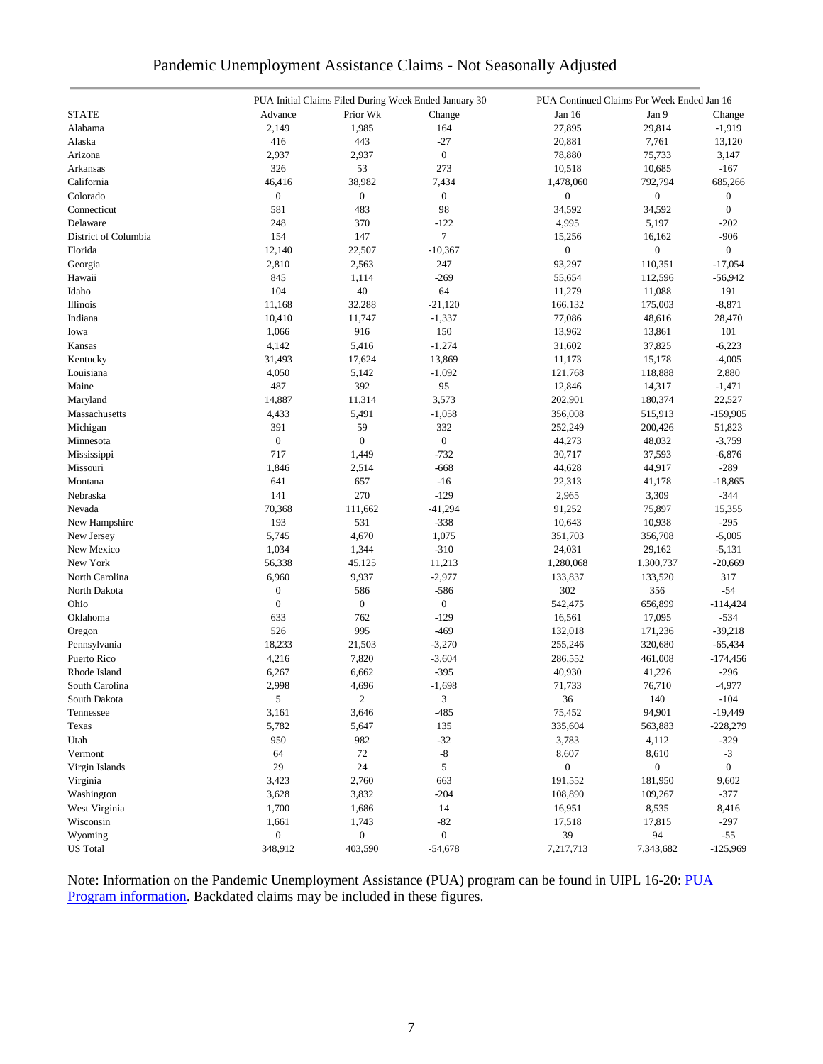# Pandemic Unemployment Assistance Claims - Not Seasonally Adjusted

| | PUA Initial Claims Filed During Week Ended January 30 | | | PUA Continued Claims For Week Ended Jan 16 | | |
|---|---|---|---|---|---|---|
| STATE | Advance | Prior Wk | Change | Jan 16 | Jan 9 | Change |
| Alabama | 2,149 | 1,985 | 164 | 27,895 | 29,814 | -1,919 |
| Alaska | 416 | 443 | -27 | 20,881 | 7,761 | 13,120 |
| Arizona | 2,937 | 2,937 | 0 | 78,880 | 75,733 | 3,147 |
| Arkansas | 326 | 53 | 273 | 10,518 | 10,685 | -167 |
| California | 46,416 | 38,982 | 7,434 | 1,478,060 | 792,794 | 685,266 |
| Colorado | 0 | 0 | 0 | 0 | 0 | 0 |
| Connecticut | 581 | 483 | 98 | 34,592 | 34,592 | 0 |
| Delaware | 248 | 370 | -122 | 4,995 | 5,197 | -202 |
| District of Columbia | 154 | 147 | 7 | 15,256 | 16,162 | -906 |
| Florida | 12,140 | 22,507 | -10,367 | 0 | 0 | 0 |
| Georgia | 2,810 | 2,563 | 247 | 93,297 | 110,351 | -17,054 |
| Hawaii | 845 | 1,114 | -269 | 55,654 | 112,596 | -56,942 |
| Idaho | 104 | 40 | 64 | 11,279 | 11,088 | 191 |
| Illinois | 11,168 | 32,288 | -21,120 | 166,132 | 175,003 | -8,871 |
| Indiana | 10,410 | 11,747 | -1,337 | 77,086 | 48,616 | 28,470 |
| Iowa | 1,066 | 916 | 150 | 13,962 | 13,861 | 101 |
| Kansas | 4,142 | 5,416 | -1,274 | 31,602 | 37,825 | -6,223 |
| Kentucky | 31,493 | 17,624 | 13,869 | 11,173 | 15,178 | -4,005 |
| Louisiana | 4,050 | 5,142 | -1,092 | 121,768 | 118,888 | 2,880 |
| Maine | 487 | 392 | 95 | 12,846 | 14,317 | -1,471 |
| Maryland | 14,887 | 11,314 | 3,573 | 202,901 | 180,374 | 22,527 |
| Massachusetts | 4,433 | 5,491 | -1,058 | 356,008 | 515,913 | -159,905 |
| Michigan | 391 | 59 | 332 | 252,249 | 200,426 | 51,823 |
| Minnesota | 0 | 0 | 0 | 44,273 | 48,032 | -3,759 |
| Mississippi | 717 | 1,449 | -732 | 30,717 | 37,593 | -6,876 |
| Missouri | 1,846 | 2,514 | -668 | 44,628 | 44,917 | -289 |
| Montana | 641 | 657 | -16 | 22,313 | 41,178 | -18,865 |
| Nebraska | 141 | 270 | -129 | 2,965 | 3,309 | -344 |
| Nevada | 70,368 | 111,662 | -41,294 | 91,252 | 75,897 | 15,355 |
| New Hampshire | 193 | 531 | -338 | 10,643 | 10,938 | -295 |
| New Jersey | 5,745 | 4,670 | 1,075 | 351,703 | 356,708 | -5,005 |
| New Mexico | 1,034 | 1,344 | -310 | 24,031 | 29,162 | -5,131 |
| New York | 56,338 | 45,125 | 11,213 | 1,280,068 | 1,300,737 | -20,669 |
| North Carolina | 6,960 | 9,937 | -2,977 | 133,837 | 133,520 | 317 |
| North Dakota | 0 | 586 | -586 | 302 | 356 | -54 |
| Ohio | 0 | 0 | 0 | 542,475 | 656,899 | -114,424 |
| Oklahoma | 633 | 762 | -129 | 16,561 | 17,095 | -534 |
| Oregon | 526 | 995 | -469 | 132,018 | 171,236 | -39,218 |
| Pennsylvania | 18,233 | 21,503 | -3,270 | 255,246 | 320,680 | -65,434 |
| Puerto Rico | 4,216 | 7,820 | -3,604 | 286,552 | 461,008 | -174,456 |
| Rhode Island | 6,267 | 6,662 | -395 | 40,930 | 41,226 | -296 |
| South Carolina | 2,998 | 4,696 | -1,698 | 71,733 | 76,710 | -4,977 |
| South Dakota | 5 | 2 | 3 | 36 | 140 | -104 |
| Tennessee | 3,161 | 3,646 | -485 | 75,452 | 94,901 | -19,449 |
| Texas | 5,782 | 5,647 | 135 | 335,604 | 563,883 | -228,279 |
| Utah | 950 | 982 | -32 | 3,783 | 4,112 | -329 |
| Vermont | 64 | 72 | -8 | 8,607 | 8,610 | -3 |
| Virgin Islands | 29 | 24 | 5 | 0 | 0 | 0 |
| Virginia | 3,423 | 2,760 | 663 | 191,552 | 181,950 | 9,602 |
| Washington | 3,628 | 3,832 | -204 | 108,890 | 109,267 | -377 |
| West Virginia | 1,700 | 1,686 | 14 | 16,951 | 8,535 | 8,416 |
| Wisconsin | 1,661 | 1,743 | -82 | 17,518 | 17,815 | -297 |
| Wyoming | 0 | 0 | 0 | 39 | 94 | -55 |
| US Total | 348,912 | 403,590 | -54,678 | 7,217,713 | 7,343,682 | -125,969 |

Note: Information on the Pandemic Unemployment Assistance (PUA) program can be found in UIPL 16-20: PUA Program information. Backdated claims may be included in these figures.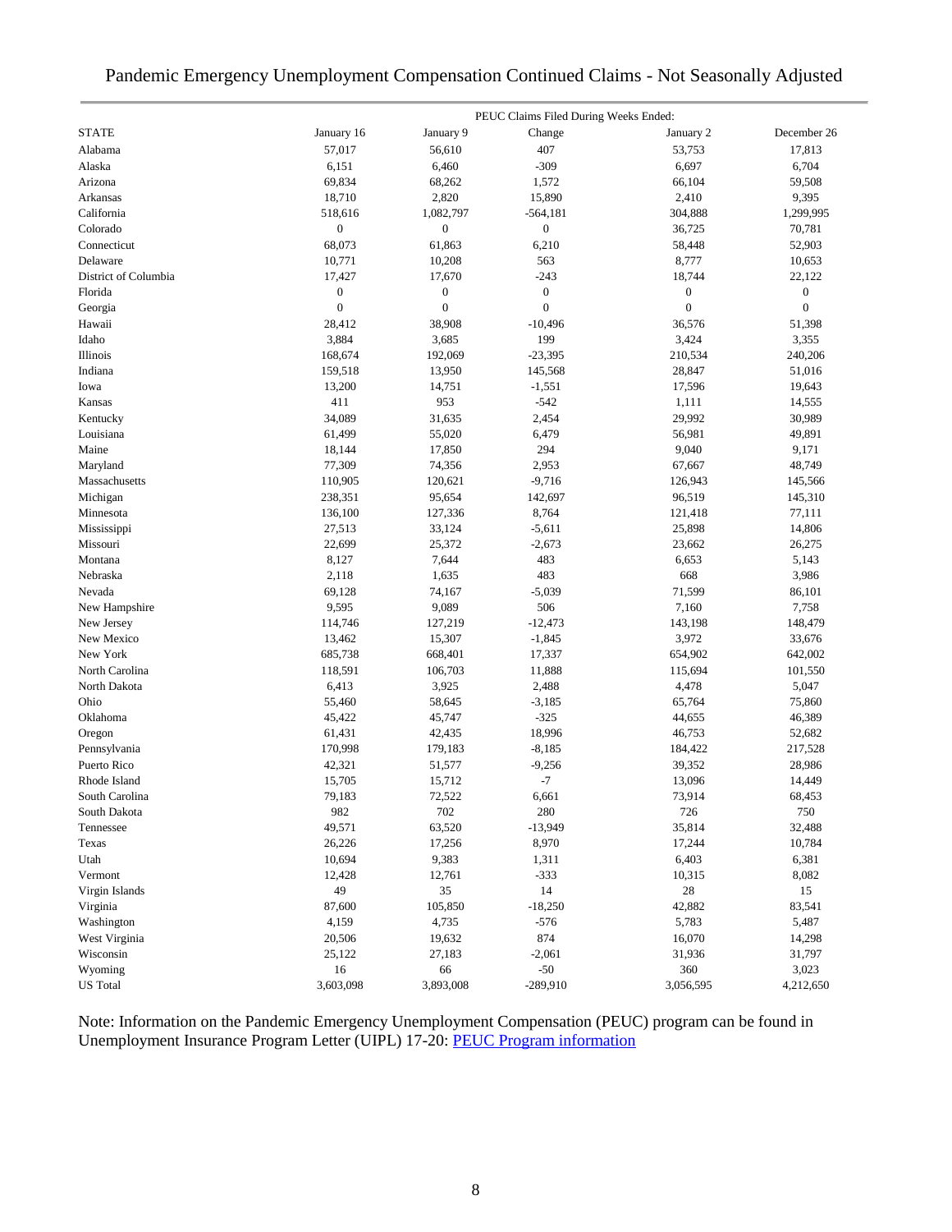# Pandemic Emergency Unemployment Compensation Continued Claims - Not Seasonally Adjusted

| | PEUC Claims Filed During Weeks Ended: | | | | |
|---|---|---|---|---|---|
| STATE | January 16 | January 9 | Change | January 2 | December 26 |
| Alabama | 57,017 | 56,610 | 407 | 53,753 | 17,813 |
| Alaska | 6,151 | 6,460 | -309 | 6,697 | 6,704 |
| Arizona | 69,834 | 68,262 | 1,572 | 66,104 | 59,508 |
| Arkansas | 18,710 | 2,820 | 15,890 | 2,410 | 9,395 |
| California | 518,616 | 1,082,797 | -564,181 | 304,888 | 1,299,995 |
| Colorado | 0 | 0 | 0 | 36,725 | 70,781 |
| Connecticut | 68,073 | 61,863 | 6,210 | 58,448 | 52,903 |
| Delaware | 10,771 | 10,208 | 563 | 8,777 | 10,653 |
| District of Columbia | 17,427 | 17,670 | -243 | 18,744 | 22,122 |
| Florida | 0 | 0 | 0 | 0 | 0 |
| Georgia | 0 | 0 | 0 | 0 | 0 |
| Hawaii | 28,412 | 38,908 | -10,496 | 36,576 | 51,398 |
| Idaho | 3,884 | 3,685 | 199 | 3,424 | 3,355 |
| Illinois | 168,674 | 192,069 | -23,395 | 210,534 | 240,206 |
| Indiana | 159,518 | 13,950 | 145,568 | 28,847 | 51,016 |
| Iowa | 13,200 | 14,751 | -1,551 | 17,596 | 19,643 |
| Kansas | 411 | 953 | -542 | 1,111 | 14,555 |
| Kentucky | 34,089 | 31,635 | 2,454 | 29,992 | 30,989 |
| Louisiana | 61,499 | 55,020 | 6,479 | 56,981 | 49,891 |
| Maine | 18,144 | 17,850 | 294 | 9,040 | 9,171 |
| Maryland | 77,309 | 74,356 | 2,953 | 67,667 | 48,749 |
| Massachusetts | 110,905 | 120,621 | -9,716 | 126,943 | 145,566 |
| Michigan | 238,351 | 95,654 | 142,697 | 96,519 | 145,310 |
| Minnesota | 136,100 | 127,336 | 8,764 | 121,418 | 77,111 |
| Mississippi | 27,513 | 33,124 | -5,611 | 25,898 | 14,806 |
| Missouri | 22,699 | 25,372 | -2,673 | 23,662 | 26,275 |
| Montana | 8,127 | 7,644 | 483 | 6,653 | 5,143 |
| Nebraska | 2,118 | 1,635 | 483 | 668 | 3,986 |
| Nevada | 69,128 | 74,167 | -5,039 | 71,599 | 86,101 |
| New Hampshire | 9,595 | 9,089 | 506 | 7,160 | 7,758 |
| New Jersey | 114,746 | 127,219 | -12,473 | 143,198 | 148,479 |
| New Mexico | 13,462 | 15,307 | -1,845 | 3,972 | 33,676 |
| New York | 685,738 | 668,401 | 17,337 | 654,902 | 642,002 |
| North Carolina | 118,591 | 106,703 | 11,888 | 115,694 | 101,550 |
| North Dakota | 6,413 | 3,925 | 2,488 | 4,478 | 5,047 |
| Ohio | 55,460 | 58,645 | -3,185 | 65,764 | 75,860 |
| Oklahoma | 45,422 | 45,747 | -325 | 44,655 | 46,389 |
| Oregon | 61,431 | 42,435 | 18,996 | 46,753 | 52,682 |
| Pennsylvania | 170,998 | 179,183 | -8,185 | 184,422 | 217,528 |
| Puerto Rico | 42,321 | 51,577 | -9,256 | 39,352 | 28,986 |
| Rhode Island | 15,705 | 15,712 | -7 | 13,096 | 14,449 |
| South Carolina | 79,183 | 72,522 | 6,661 | 73,914 | 68,453 |
| South Dakota | 982 | 702 | 280 | 726 | 750 |
| Tennessee | 49,571 | 63,520 | -13,949 | 35,814 | 32,488 |
| Texas | 26,226 | 17,256 | 8,970 | 17,244 | 10,784 |
| Utah | 10,694 | 9,383 | 1,311 | 6,403 | 6,381 |
| Vermont | 12,428 | 12,761 | -333 | 10,315 | 8,082 |
| Virgin Islands | 49 | 35 | 14 | 28 | 15 |
| Virginia | 87,600 | 105,850 | -18,250 | 42,882 | 83,541 |
| Washington | 4,159 | 4,735 | -576 | 5,783 | 5,487 |
| West Virginia | 20,506 | 19,632 | 874 | 16,070 | 14,298 |
| Wisconsin | 25,122 | 27,183 | -2,061 | 31,936 | 31,797 |
| Wyoming | 16 | 66 | -50 | 360 | 3,023 |
| US Total | 3,603,098 | 3,893,008 | -289,910 | 3,056,595 | 4,212,650 |

Note: Information on the Pandemic Emergency Unemployment Compensation (PEUC) program can be found in Unemployment Insurance Program Letter (UIPL) 17-20: PEUC Program information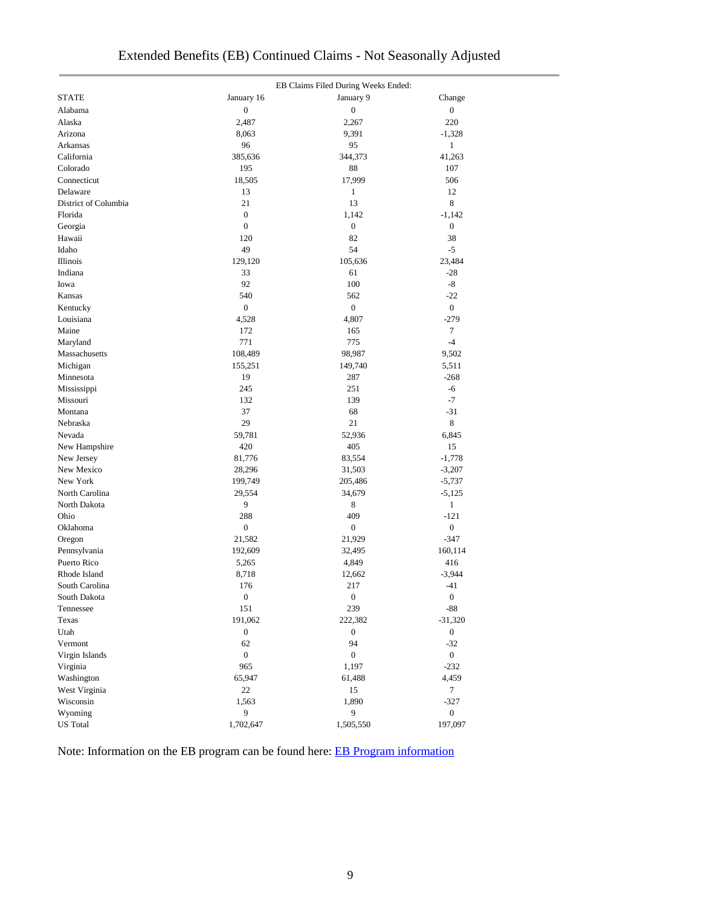# Extended Benefits (EB) Continued Claims - Not Seasonally Adjusted

| STATE | EB Claims Filed During Weeks Ended: January 16 | January 9 | Change |
|---|---|---|---|
| Alabama | 0 | 0 | 0 |
| Alaska | 2,487 | 2,267 | 220 |
| Arizona | 8,063 | 9,391 | -1,328 |
| Arkansas | 96 | 95 | 1 |
| California | 385,636 | 344,373 | 41,263 |
| Colorado | 195 | 88 | 107 |
| Connecticut | 18,505 | 17,999 | 506 |
| Delaware | 13 | 1 | 12 |
| District of Columbia | 21 | 13 | 8 |
| Florida | 0 | 1,142 | -1,142 |
| Georgia | 0 | 0 | 0 |
| Hawaii | 120 | 82 | 38 |
| Idaho | 49 | 54 | -5 |
| Illinois | 129,120 | 105,636 | 23,484 |
| Indiana | 33 | 61 | -28 |
| Iowa | 92 | 100 | -8 |
| Kansas | 540 | 562 | -22 |
| Kentucky | 0 | 0 | 0 |
| Louisiana | 4,528 | 4,807 | -279 |
| Maine | 172 | 165 | 7 |
| Maryland | 771 | 775 | -4 |
| Massachusetts | 108,489 | 98,987 | 9,502 |
| Michigan | 155,251 | 149,740 | 5,511 |
| Minnesota | 19 | 287 | -268 |
| Mississippi | 245 | 251 | -6 |
| Missouri | 132 | 139 | -7 |
| Montana | 37 | 68 | -31 |
| Nebraska | 29 | 21 | 8 |
| Nevada | 59,781 | 52,936 | 6,845 |
| New Hampshire | 420 | 405 | 15 |
| New Jersey | 81,776 | 83,554 | -1,778 |
| New Mexico | 28,296 | 31,503 | -3,207 |
| New York | 199,749 | 205,486 | -5,737 |
| North Carolina | 29,554 | 34,679 | -5,125 |
| North Dakota | 9 | 8 | 1 |
| Ohio | 288 | 409 | -121 |
| Oklahoma | 0 | 0 | 0 |
| Oregon | 21,582 | 21,929 | -347 |
| Pennsylvania | 192,609 | 32,495 | 160,114 |
| Puerto Rico | 5,265 | 4,849 | 416 |
| Rhode Island | 8,718 | 12,662 | -3,944 |
| South Carolina | 176 | 217 | -41 |
| South Dakota | 0 | 0 | 0 |
| Tennessee | 151 | 239 | -88 |
| Texas | 191,062 | 222,382 | -31,320 |
| Utah | 0 | 0 | 0 |
| Vermont | 62 | 94 | -32 |
| Virgin Islands | 0 | 0 | 0 |
| Virginia | 965 | 1,197 | -232 |
| Washington | 65,947 | 61,488 | 4,459 |
| West Virginia | 22 | 15 | 7 |
| Wisconsin | 1,563 | 1,890 | -327 |
| Wyoming | 9 | 9 | 0 |
| US Total | 1,702,647 | 1,505,550 | 197,097 |

Note: Information on the EB program can be found here: [EB Program information]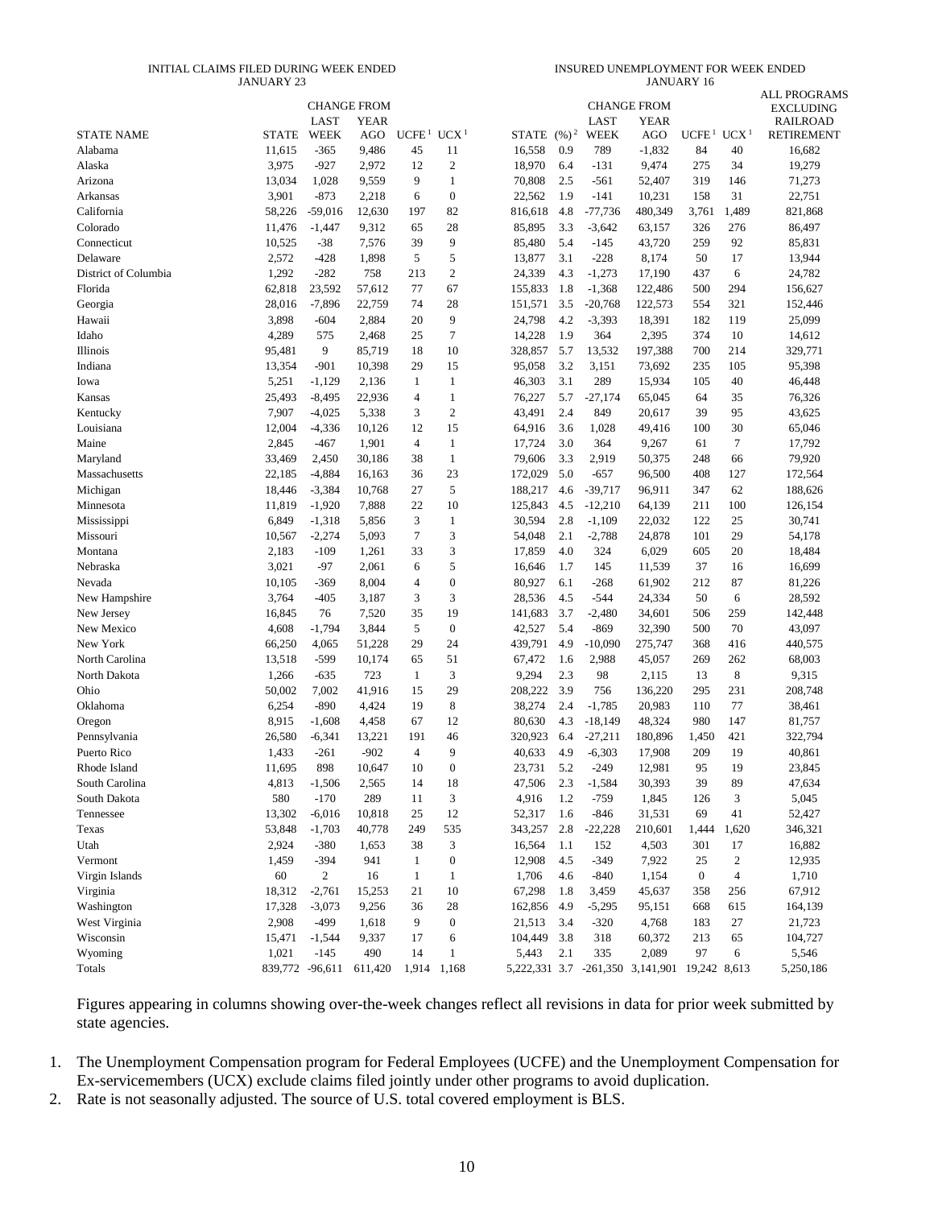| STATE NAME | INITIAL CLAIMS FILED DURING WEEK ENDED JANUARY 23 | | | | | INSURED UNEMPLOYMENT FOR WEEK ENDED JANUARY 16 | | | | | | ALL PROGRAMS EXCLUDING RAILROAD RETIREMENT |
|---|---|---|---|---|---|---|---|---|---|---|---|---|
| | STATE | CHANGE FROM LAST WEEK | CHANGE FROM YEAR AGO | UCFE [1] | UCX [1] | STATE | (%) [2] | CHANGE FROM LAST WEEK | CHANGE FROM YEAR AGO | UCFE [1] | UCX [1] | |
| Alabama | 11,615 | -365 | 9,486 | 45 | 11 | 16,558 | 0.9 | 789 | -1,832 | 84 | 40 | 16,682 |
| Alaska | 3,975 | -927 | 2,972 | 12 | 2 | 18,970 | 6.4 | -131 | 9,474 | 275 | 34 | 19,279 |
| Arizona | 13,034 | 1,028 | 9,559 | 9 | 1 | 70,808 | 2.5 | -561 | 52,407 | 319 | 146 | 71,273 |
| Arkansas | 3,901 | -873 | 2,218 | 6 | 0 | 22,562 | 1.9 | -141 | 10,231 | 158 | 31 | 22,751 |
| California | 58,226 | -59,016 | 12,630 | 197 | 82 | 816,618 | 4.8 | -77,736 | 480,349 | 3,761 | 1,489 | 821,868 |
| Colorado | 11,476 | -1,447 | 9,312 | 65 | 28 | 85,895 | 3.3 | -3,642 | 63,157 | 326 | 276 | 86,497 |
| Connecticut | 10,525 | -38 | 7,576 | 39 | 9 | 85,480 | 5.4 | -145 | 43,720 | 259 | 92 | 85,831 |
| Delaware | 2,572 | -428 | 1,898 | 5 | 5 | 13,877 | 3.1 | -228 | 8,174 | 50 | 17 | 13,944 |
| District of Columbia | 1,292 | -282 | 758 | 213 | 2 | 24,339 | 4.3 | -1,273 | 17,190 | 437 | 6 | 24,782 |
| Florida | 62,818 | 23,592 | 57,612 | 77 | 67 | 155,833 | 1.8 | -1,368 | 122,486 | 500 | 294 | 156,627 |
| Georgia | 28,016 | -7,896 | 22,759 | 74 | 28 | 151,571 | 3.5 | -20,768 | 122,573 | 554 | 321 | 152,446 |
| Hawaii | 3,898 | -604 | 2,884 | 20 | 9 | 24,798 | 4.2 | -3,393 | 18,391 | 182 | 119 | 25,099 |
| Idaho | 4,289 | 575 | 2,468 | 25 | 7 | 14,228 | 1.9 | 364 | 2,395 | 374 | 10 | 14,612 |
| Illinois | 95,481 | 9 | 85,719 | 18 | 10 | 328,857 | 5.7 | 13,532 | 197,388 | 700 | 214 | 329,771 |
| Indiana | 13,354 | -901 | 10,398 | 29 | 15 | 95,058 | 3.2 | 3,151 | 73,692 | 235 | 105 | 95,398 |
| Iowa | 5,251 | -1,129 | 2,136 | 1 | 1 | 46,303 | 3.1 | 289 | 15,934 | 105 | 40 | 46,448 |
| Kansas | 25,493 | -8,495 | 22,936 | 4 | 1 | 76,227 | 5.7 | -27,174 | 65,045 | 64 | 35 | 76,326 |
| Kentucky | 7,907 | -4,025 | 5,338 | 3 | 2 | 43,491 | 2.4 | 849 | 20,617 | 39 | 95 | 43,625 |
| Louisiana | 12,004 | -4,336 | 10,126 | 12 | 15 | 64,916 | 3.6 | 1,028 | 49,416 | 100 | 30 | 65,046 |
| Maine | 2,845 | -467 | 1,901 | 4 | 1 | 17,724 | 3.0 | 364 | 9,267 | 61 | 7 | 17,792 |
| Maryland | 33,469 | 2,450 | 30,186 | 38 | 1 | 79,606 | 3.3 | 2,919 | 50,375 | 248 | 66 | 79,920 |
| Massachusetts | 22,185 | -4,884 | 16,163 | 36 | 23 | 172,029 | 5.0 | -657 | 96,500 | 408 | 127 | 172,564 |
| Michigan | 18,446 | -3,384 | 10,768 | 27 | 5 | 188,217 | 4.6 | -39,717 | 96,911 | 347 | 62 | 188,626 |
| Minnesota | 11,819 | -1,920 | 7,888 | 22 | 10 | 125,843 | 4.5 | -12,210 | 64,139 | 211 | 100 | 126,154 |
| Mississippi | 6,849 | -1,318 | 5,856 | 3 | 1 | 30,594 | 2.8 | -1,109 | 22,032 | 122 | 25 | 30,741 |
| Missouri | 10,567 | -2,274 | 5,093 | 7 | 3 | 54,048 | 2.1 | -2,788 | 24,878 | 101 | 29 | 54,178 |
| Montana | 2,183 | -109 | 1,261 | 33 | 3 | 17,859 | 4.0 | 324 | 6,029 | 605 | 20 | 18,484 |
| Nebraska | 3,021 | -97 | 2,061 | 6 | 5 | 16,646 | 1.7 | 145 | 11,539 | 37 | 16 | 16,699 |
| Nevada | 10,105 | -369 | 8,004 | 4 | 0 | 80,927 | 6.1 | -268 | 61,902 | 212 | 87 | 81,226 |
| New Hampshire | 3,764 | -405 | 3,187 | 3 | 3 | 28,536 | 4.5 | -544 | 24,334 | 50 | 6 | 28,592 |
| New Jersey | 16,845 | 76 | 7,520 | 35 | 19 | 141,683 | 3.7 | -2,480 | 34,601 | 506 | 259 | 142,448 |
| New Mexico | 4,608 | -1,794 | 3,844 | 5 | 0 | 42,527 | 5.4 | -869 | 32,390 | 500 | 70 | 43,097 |
| New York | 66,250 | 4,065 | 51,228 | 29 | 24 | 439,791 | 4.9 | -10,090 | 275,747 | 368 | 416 | 440,575 |
| North Carolina | 13,518 | -599 | 10,174 | 65 | 51 | 67,472 | 1.6 | 2,988 | 45,057 | 269 | 262 | 68,003 |
| North Dakota | 1,266 | -635 | 723 | 1 | 3 | 9,294 | 2.3 | 98 | 2,115 | 13 | 8 | 9,315 |
| Ohio | 50,002 | 7,002 | 41,916 | 15 | 29 | 208,222 | 3.9 | 756 | 136,220 | 295 | 231 | 208,748 |
| Oklahoma | 6,254 | -890 | 4,424 | 19 | 8 | 38,274 | 2.4 | -1,785 | 20,983 | 110 | 77 | 38,461 |
| Oregon | 8,915 | -1,608 | 4,458 | 67 | 12 | 80,630 | 4.3 | -18,149 | 48,324 | 980 | 147 | 81,757 |
| Pennsylvania | 26,580 | -6,341 | 13,221 | 191 | 46 | 320,923 | 6.4 | -27,211 | 180,896 | 1,450 | 421 | 322,794 |
| Puerto Rico | 1,433 | -261 | -902 | 4 | 9 | 40,633 | 4.9 | -6,303 | 17,908 | 209 | 19 | 40,861 |
| Rhode Island | 11,695 | 898 | 10,647 | 10 | 0 | 23,731 | 5.2 | -249 | 12,981 | 95 | 19 | 23,845 |
| South Carolina | 4,813 | -1,506 | 2,565 | 14 | 18 | 47,506 | 2.3 | -1,584 | 30,393 | 39 | 89 | 47,634 |
| South Dakota | 580 | -170 | 289 | 11 | 3 | 4,916 | 1.2 | -759 | 1,845 | 126 | 3 | 5,045 |
| Tennessee | 13,302 | -6,016 | 10,818 | 25 | 12 | 52,317 | 1.6 | -846 | 31,531 | 69 | 41 | 52,427 |
| Texas | 53,848 | -1,703 | 40,778 | 249 | 535 | 343,257 | 2.8 | -22,228 | 210,601 | 1,444 | 1,620 | 346,321 |
| Utah | 2,924 | -380 | 1,653 | 38 | 3 | 16,564 | 1.1 | 152 | 4,503 | 301 | 17 | 16,882 |
| Vermont | 1,459 | -394 | 941 | 1 | 0 | 12,908 | 4.5 | -349 | 7,922 | 25 | 2 | 12,935 |
| Virgin Islands | 60 | 2 | 16 | 1 | 1 | 1,706 | 4.6 | -840 | 1,154 | 0 | 4 | 1,710 |
| Virginia | 18,312 | -2,761 | 15,253 | 21 | 10 | 67,298 | 1.8 | 3,459 | 45,637 | 358 | 256 | 67,912 |
| Washington | 17,328 | -3,073 | 9,256 | 36 | 28 | 162,856 | 4.9 | -5,295 | 95,151 | 668 | 615 | 164,139 |
| West Virginia | 2,908 | -499 | 1,618 | 9 | 0 | 21,513 | 3.4 | -320 | 4,768 | 183 | 27 | 21,723 |
| Wisconsin | 15,471 | -1,544 | 9,337 | 17 | 6 | 104,449 | 3.8 | 318 | 60,372 | 213 | 65 | 104,727 |
| Wyoming | 1,021 | -145 | 490 | 14 | 1 | 5,443 | 2.1 | 335 | 2,089 | 97 | 6 | 5,546 |
| Totals | 839,772 | -96,611 | 611,420 | 1,914 | 1,168 | 5,222,331 | 3.7 | -261,350 | 3,141,901 | 19,242 | 8,613 | 5,250,186 |

Figures appearing in columns showing over-the-week changes reflect all revisions in data for prior week submitted by state agencies.

1. The Unemployment Compensation program for Federal Employees (UCFE) and the Unemployment Compensation for Ex-servicemembers (UCX) exclude claims filed jointly under other programs to avoid duplication.
2. Rate is not seasonally adjusted. The source of U.S. total covered employment is BLS.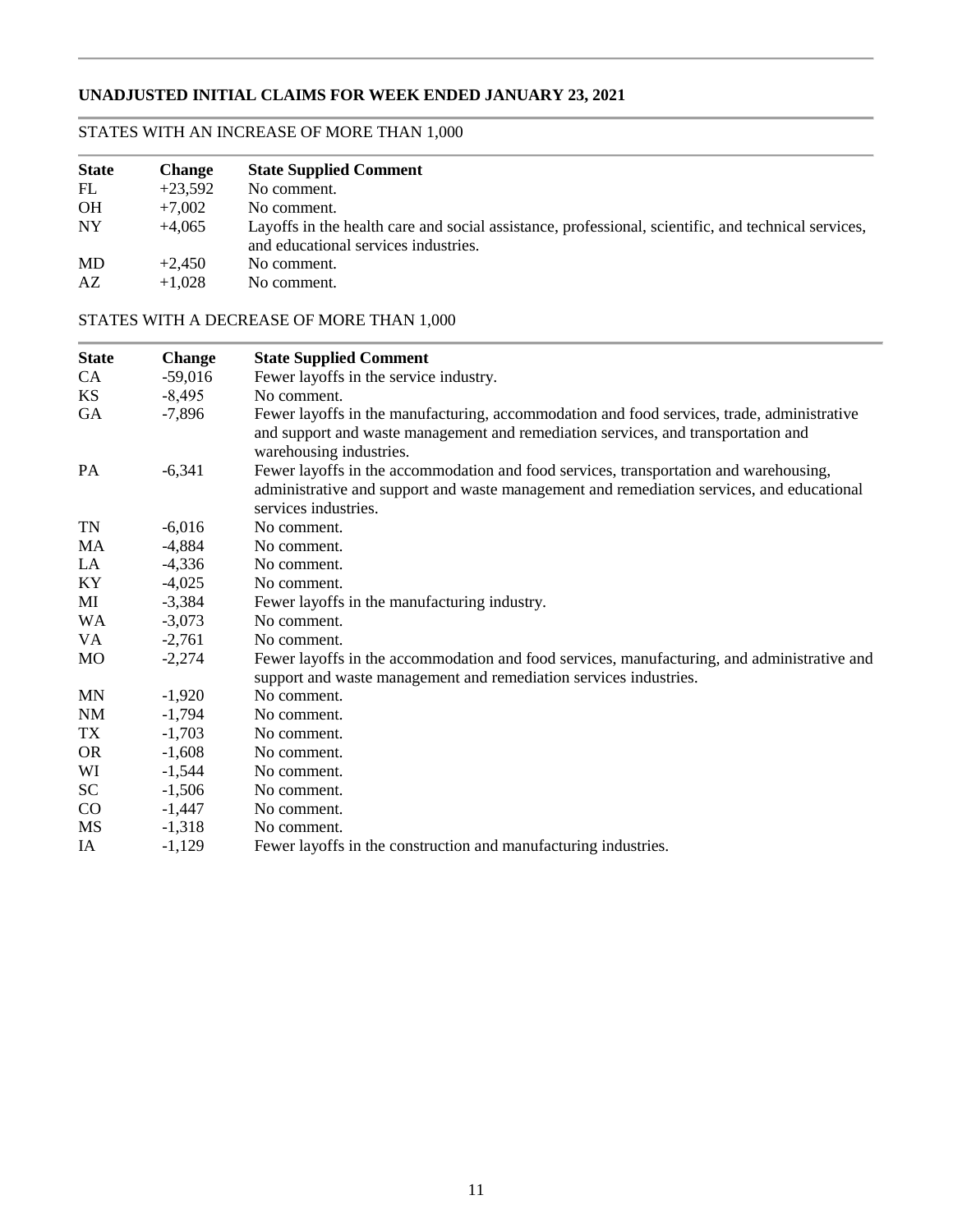## UNADJUSTED INITIAL CLAIMS FOR WEEK ENDED JANUARY 23, 2021

### STATES WITH AN INCREASE OF MORE THAN 1,000

| State | Change | State Supplied Comment |
|---|---|---|
| FL | +23,592 | No comment. |
| OH | +7,002 | No comment. |
| NY | +4,065 | Layoffs in the health care and social assistance, professional, scientific, and technical services, and educational services industries. |
| MD | +2,450 | No comment. |
| AZ | +1,028 | No comment. |

### STATES WITH A DECREASE OF MORE THAN 1,000

| State | Change | State Supplied Comment |
|---|---|---|
| CA | -59,016 | Fewer layoffs in the service industry. |
| KS | -8,495 | No comment. |
| GA | -7,896 | Fewer layoffs in the manufacturing, accommodation and food services, trade, administrative and support and waste management and remediation services, and transportation and warehousing industries. |
| PA | -6,341 | Fewer layoffs in the accommodation and food services, transportation and warehousing, administrative and support and waste management and remediation services, and educational services industries. |
| TN | -6,016 | No comment. |
| MA | -4,884 | No comment. |
| LA | -4,336 | No comment. |
| KY | -4,025 | No comment. |
| MI | -3,384 | Fewer layoffs in the manufacturing industry. |
| WA | -3,073 | No comment. |
| VA | -2,761 | No comment. |
| MO | -2,274 | Fewer layoffs in the accommodation and food services, manufacturing, and administrative and support and waste management and remediation services industries. |
| MN | -1,920 | No comment. |
| NM | -1,794 | No comment. |
| TX | -1,703 | No comment. |
| OR | -1,608 | No comment. |
| WI | -1,544 | No comment. |
| SC | -1,506 | No comment. |
| CO | -1,447 | No comment. |
| MS | -1,318 | No comment. |
| IA | -1,129 | Fewer layoffs in the construction and manufacturing industries. |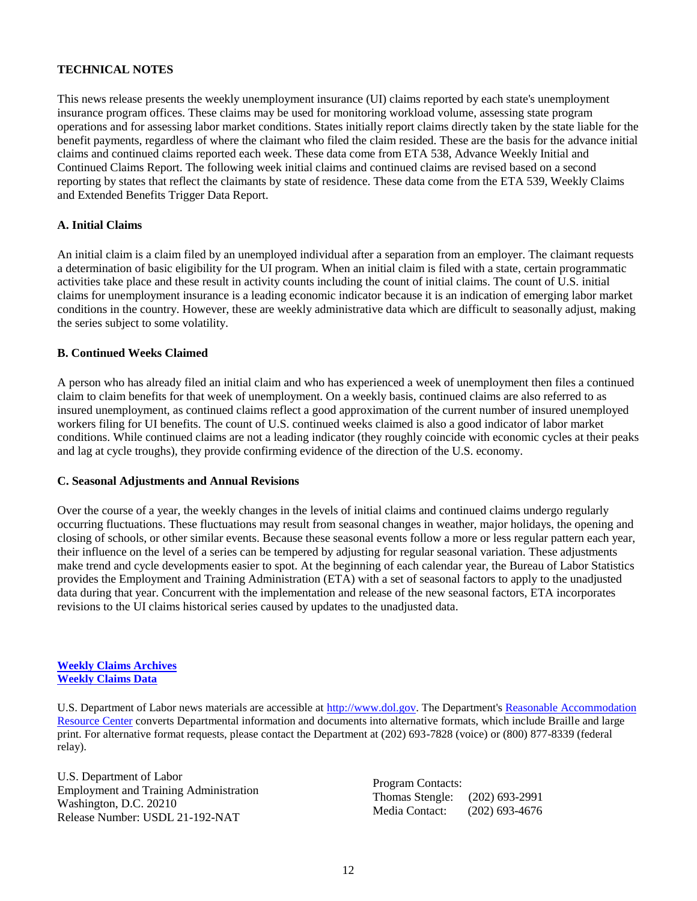## TECHNICAL NOTES

This news release presents the weekly unemployment insurance (UI) claims reported by each state's unemployment insurance program offices. These claims may be used for monitoring workload volume, assessing state program operations and for assessing labor market conditions. States initially report claims directly taken by the state liable for the benefit payments, regardless of where the claimant who filed the claim resided. These are the basis for the advance initial claims and continued claims reported each week. These data come from ETA 538, Advance Weekly Initial and Continued Claims Report. The following week initial claims and continued claims are revised based on a second reporting by states that reflect the claimants by state of residence. These data come from the ETA 539, Weekly Claims and Extended Benefits Trigger Data Report.

### A. Initial Claims

An initial claim is a claim filed by an unemployed individual after a separation from an employer. The claimant requests a determination of basic eligibility for the UI program. When an initial claim is filed with a state, certain programmatic activities take place and these result in activity counts including the count of initial claims. The count of U.S. initial claims for unemployment insurance is a leading economic indicator because it is an indication of emerging labor market conditions in the country. However, these are weekly administrative data which are difficult to seasonally adjust, making the series subject to some volatility.

### B. Continued Weeks Claimed

A person who has already filed an initial claim and who has experienced a week of unemployment then files a continued claim to claim benefits for that week of unemployment. On a weekly basis, continued claims are also referred to as insured unemployment, as continued claims reflect a good approximation of the current number of insured unemployed workers filing for UI benefits. The count of U.S. continued weeks claimed is also a good indicator of labor market conditions. While continued claims are not a leading indicator (they roughly coincide with economic cycles at their peaks and lag at cycle troughs), they provide confirming evidence of the direction of the U.S. economy.

### C. Seasonal Adjustments and Annual Revisions

Over the course of a year, the weekly changes in the levels of initial claims and continued claims undergo regularly occurring fluctuations. These fluctuations may result from seasonal changes in weather, major holidays, the opening and closing of schools, or other similar events. Because these seasonal events follow a more or less regular pattern each year, their influence on the level of a series can be tempered by adjusting for regular seasonal variation. These adjustments make trend and cycle developments easier to spot. At the beginning of each calendar year, the Bureau of Labor Statistics provides the Employment and Training Administration (ETA) with a set of seasonal factors to apply to the unadjusted data during that year. Concurrent with the implementation and release of the new seasonal factors, ETA incorporates revisions to the UI claims historical series caused by updates to the unadjusted data.

**Weekly Claims Archives**
**Weekly Claims Data**

U.S. Department of Labor news materials are accessible at http://www.dol.gov. The Department's Reasonable Accommodation Resource Center converts Departmental information and documents into alternative formats, which include Braille and large print. For alternative format requests, please contact the Department at (202) 693-7828 (voice) or (800) 877-8339 (federal relay).

U.S. Department of Labor
Employment and Training Administration
Washington, D.C. 20210
Release Number: USDL 21-192-NAT

Program Contacts:
Thomas Stengle: (202) 693-2991
Media Contact: (202) 693-4676